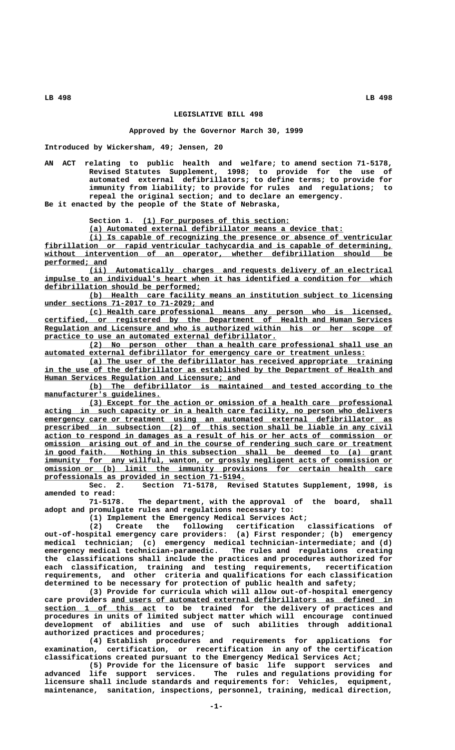# LEGISLATIVE BILL 498

**Approved by the Governor March 30, 1999**

Introduced by Wickersham, 49; Jensen, 20

AN ACT relating to public health and welfare; to amend section 71-5178, Revised Statutes Supplement, 1998; to provide for the use of automated external defibrillators; to define terms; to provide for immunity from liability; to provide for rules and regulations; to repeal the original section; and to declare an emergency.

Be it enacted by the people of the State of Nebraska,

Section 1. (1) For purposes of this section:

(a) Automated external defibrillator means a device that:

(i) Is capable of recognizing the presence or absence of ventricular fibrillation or rapid ventricular tachycardia and is capable of determining, without intervention of an operator, whether defibrillation should be performed; and

(ii) Automatically charges and requests delivery of an electrical impulse to an individual's heart when it has identified a condition for which defibrillation should be performed;

(b) Health care facility means an institution subject to licensing under sections 71-2017 to 71-2029; and

(c) Health care professional means any person who is licensed, certified, or registered by the Department of Health and Human Services Regulation and Licensure and who is authorized within his or her scope of practice to use an automated external defibrillator.

(2) No person other than a health care professional shall use an automated external defibrillator for emergency care or treatment unless:

(a) The user of the defibrillator has received appropriate training in the use of the defibrillator as established by the Department of Health and Human Services Regulation and Licensure; and

(b) The defibrillator is maintained and tested according to the manufacturer's guidelines.

(3) Except for the action or omission of a health care professional acting in such capacity or in a health care facility, no person who delivers emergency care or treatment using an automated external defibrillator as prescribed in subsection (2) of this section shall be liable in any civil action to respond in damages as a result of his or her acts of commission or omission arising out of and in the course of rendering such care or treatment in good faith. Nothing in this subsection shall be deemed to (a) grant immunity for any willful, wanton, or grossly negligent acts of commission or omission or (b) limit the immunity provisions for certain health care professionals as provided in section 71-5194.

Sec. 2. Section 71-5178, Revised Statutes Supplement, 1998, is amended to read:

71-5178. The department, with the approval of the board, shall adopt and promulgate rules and regulations necessary to:

(1) Implement the Emergency Medical Services Act;

(2) Create the following certification classifications of out-of-hospital emergency care providers: (a) First responder; (b) emergency medical technician; (c) emergency medical technician-intermediate; and (d) emergency medical technician-paramedic. The rules and regulations creating the classifications shall include the practices and procedures authorized for each classification, training and testing requirements, recertification requirements, and other criteria and qualifications for each classification determined to be necessary for protection of public health and safety;

(3) Provide for curricula which will allow out-of-hospital emergency care providers and users of automated external defibrillators as defined in section 1 of this act to be trained for the delivery of practices and procedures in units of limited subject matter which will encourage continued development of abilities and use of such abilities through additional authorized practices and procedures;

(4) Establish procedures and requirements for applications for examination, certification, or recertification in any of the certification classifications created pursuant to the Emergency Medical Services Act;

(5) Provide for the licensure of basic life support services and advanced life support services. The rules and regulations providing for licensure shall include standards and requirements for: Vehicles, equipment, maintenance, sanitation, inspections, personnel, training, medical direction,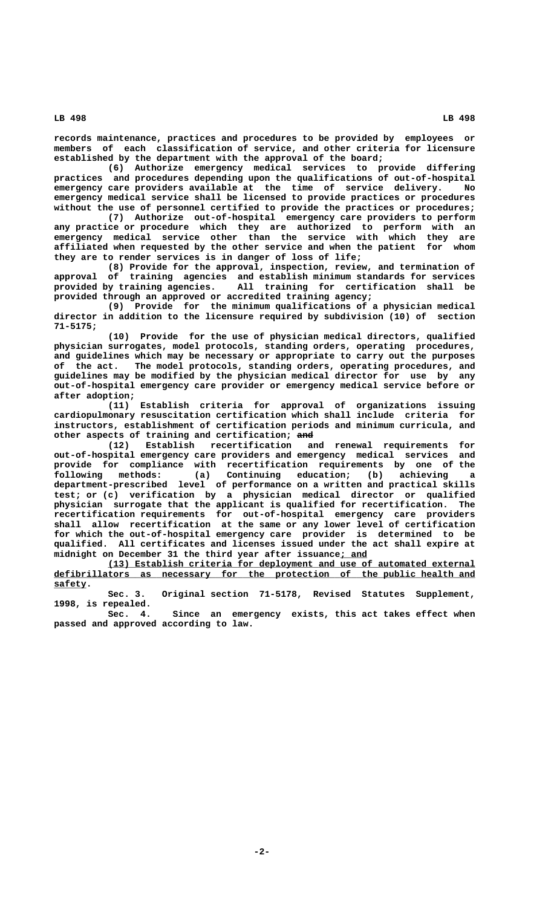records maintenance, practices and procedures to be provided by employees or members of each classification of service, and other criteria for licensure established by the department with the approval of the board;

(6) Authorize emergency medical services to provide differing practices and procedures depending upon the qualifications of out-of-hospital emergency care providers available at the time of service delivery. No emergency medical service shall be licensed to provide practices or procedures without the use of personnel certified to provide the practices or procedures;

(7) Authorize out-of-hospital emergency care providers to perform any practice or procedure which they are authorized to perform with an emergency medical service other than the service with which they are affiliated when requested by the other service and when the patient for whom they are to render services is in danger of loss of life;

(8) Provide for the approval, inspection, review, and termination of approval of training agencies and establish minimum standards for services provided by training agencies. All training for certification shall be provided through an approved or accredited training agency;

(9) Provide for the minimum qualifications of a physician medical director in addition to the licensure required by subdivision (10) of section 71-5175;

(10) Provide for the use of physician medical directors, qualified physician surrogates, model protocols, standing orders, operating procedures, and guidelines which may be necessary or appropriate to carry out the purposes of the act. The model protocols, standing orders, operating procedures, and guidelines may be modified by the physician medical director for use by any out-of-hospital emergency care provider or emergency medical service before or after adoption;

(11) Establish criteria for approval of organizations issuing cardiopulmonary resuscitation certification which shall include criteria for instructors, establishment of certification periods and minimum curricula, and other aspects of training and certification; ~~and~~

(12) Establish recertification and renewal requirements for out-of-hospital emergency care providers and emergency medical services and provide for compliance with recertification requirements by one of the following methods: (a) Continuing education; (b) achieving a department-prescribed level of performance on a written and practical skills test; or (c) verification by a physician medical director or qualified physician surrogate that the applicant is qualified for recertification. The recertification requirements for out-of-hospital emergency care providers shall allow recertification at the same or any lower level of certification for which the out-of-hospital emergency care provider is determined to be qualified. All certificates and licenses issued under the act shall expire at midnight on December 31 the third year after issuance; and

(13) Establish criteria for deployment and use of automated external defibrillators as necessary for the protection of the public health and safety.

Sec. 3. Original section 71-5178, Revised Statutes Supplement, 1998, is repealed.

Sec. 4. Since an emergency exists, this act takes effect when passed and approved according to law.